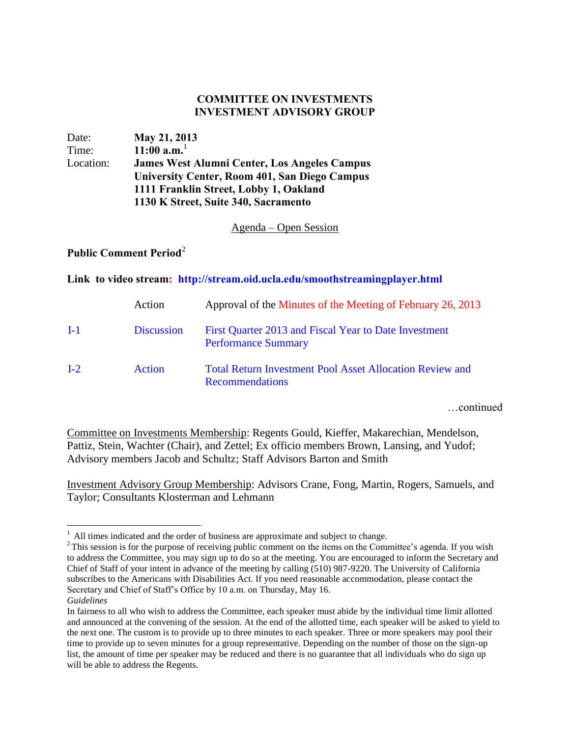**COMMITTEE ON INVESTMENTS**
**INVESTMENT ADVISORY GROUP**

Date: **May 21, 2013**
Time: **11:00 a.m.**[1]
Location: **James West Alumni Center, Los Angeles Campus**
**University Center, Room 401, San Diego Campus**
**1111 Franklin Street, Lobby 1, Oakland**
**1130 K Street, Suite 340, Sacramento**

Agenda – Open Session

**Public Comment Period**[2]

**Link to video stream: http://stream.oid.ucla.edu/smoothstreamingplayer.html**

| | | |
|---|---|---|
| | Action | Approval of the Minutes of the Meeting of February 26, 2013 |
| I-1 | Discussion | First Quarter 2013 and Fiscal Year to Date Investment Performance Summary |
| I-2 | Action | Total Return Investment Pool Asset Allocation Review and Recommendations |

…continued

Committee on Investments Membership: Regents Gould, Kieffer, Makarechian, Mendelson, Pattiz, Stein, Wachter (Chair), and Zettel; Ex officio members Brown, Lansing, and Yudof; Advisory members Jacob and Schultz; Staff Advisors Barton and Smith

Investment Advisory Group Membership: Advisors Crane, Fong, Martin, Rogers, Samuels, and Taylor; Consultants Klosterman and Lehmann

---

[1] All times indicated and the order of business are approximate and subject to change.

[2] This session is for the purpose of receiving public comment on the items on the Committee's agenda. If you wish to address the Committee, you may sign up to do so at the meeting. You are encouraged to inform the Secretary and Chief of Staff of your intent in advance of the meeting by calling (510) 987-9220. The University of California subscribes to the Americans with Disabilities Act. If you need reasonable accommodation, please contact the Secretary and Chief of Staff's Office by 10 a.m. on Thursday, May 16.

*Guidelines*

In fairness to all who wish to address the Committee, each speaker must abide by the individual time limit allotted and announced at the convening of the session. At the end of the allotted time, each speaker will be asked to yield to the next one. The custom is to provide up to three minutes to each speaker. Three or more speakers may pool their time to provide up to seven minutes for a group representative. Depending on the number of those on the sign-up list, the amount of time per speaker may be reduced and there is no guarantee that all individuals who do sign up will be able to address the Regents.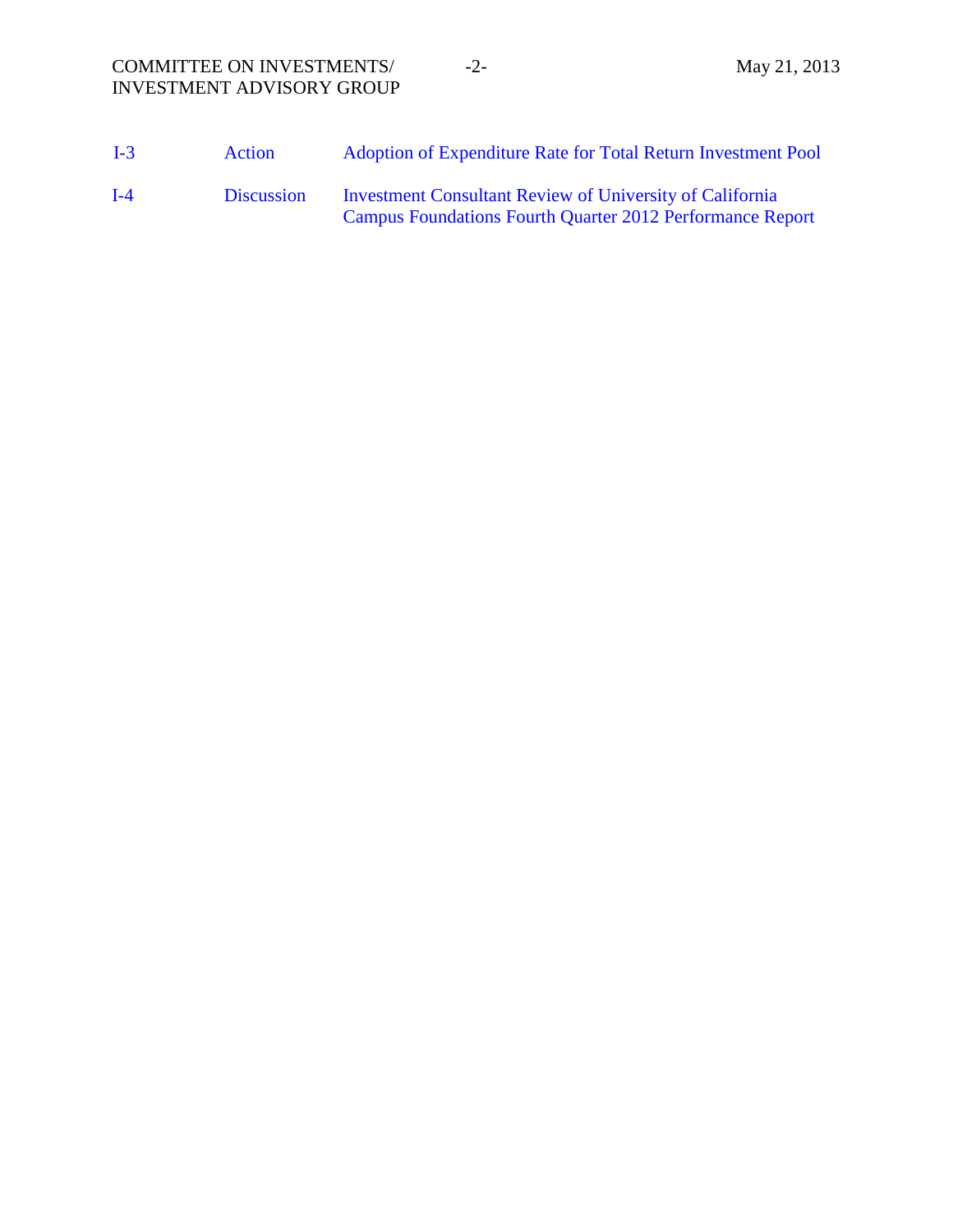| | | |
|---|---|---|
| I-3 | Action | Adoption of Expenditure Rate for Total Return Investment Pool |
| I-4 | Discussion | Investment Consultant Review of University of California Campus Foundations Fourth Quarter 2012 Performance Report |